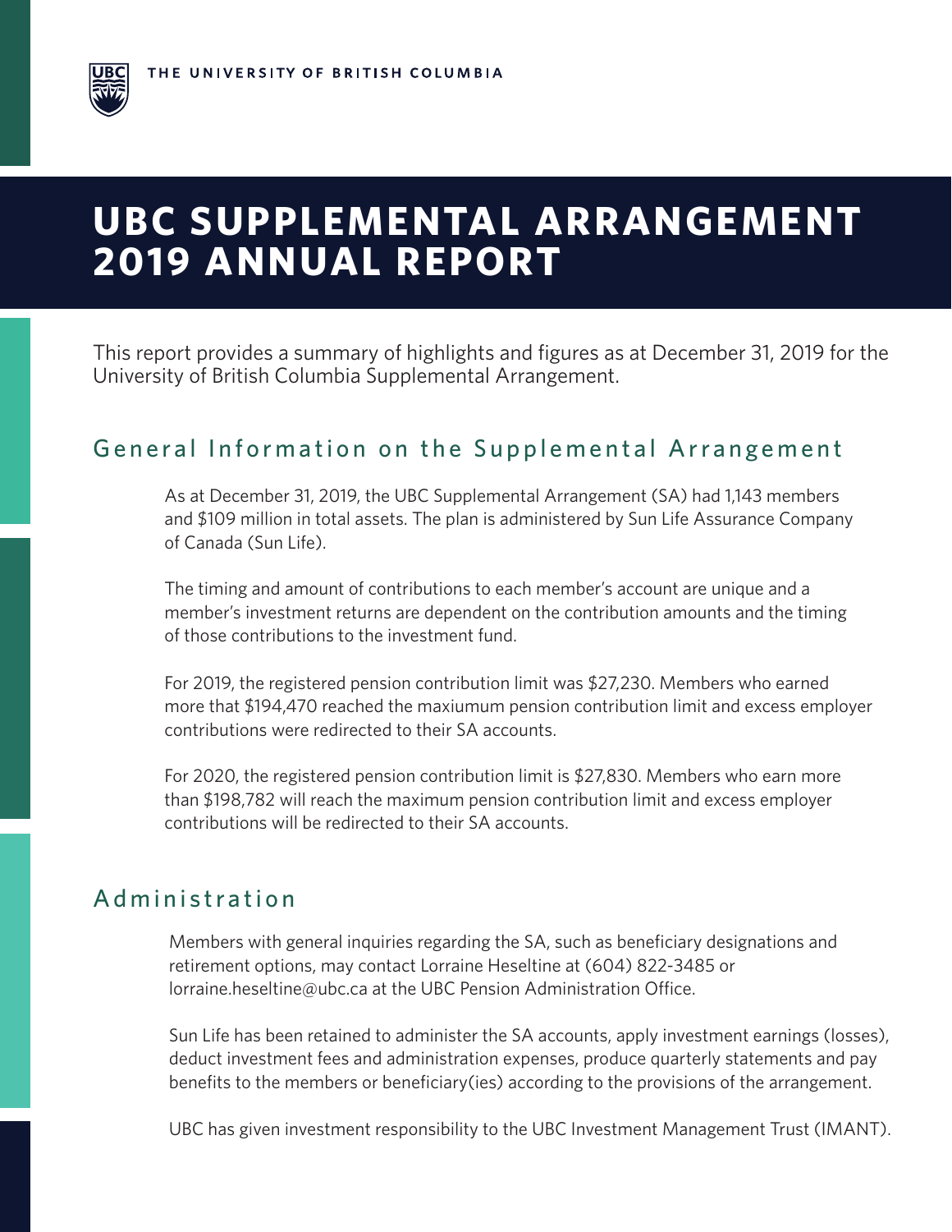THE UNIVERSITY OF BRITISH COLUMBIA

# UBC SUPPLEMENTAL ARRANGEMENT 2019 ANNUAL REPORT

This report provides a summary of highlights and figures as at December 31, 2019 for the University of British Columbia Supplemental Arrangement.

## General Information on the Supplemental Arrangement

As at December 31, 2019, the UBC Supplemental Arrangement (SA) had 1,143 members and $109 million in total assets. The plan is administered by Sun Life Assurance Company of Canada (Sun Life).

The timing and amount of contributions to each member's account are unique and a member's investment returns are dependent on the contribution amounts and the timing of those contributions to the investment fund.

For 2019, the registered pension contribution limit was $27,230. Members who earned more that $194,470 reached the maxiumum pension contribution limit and excess employer contributions were redirected to their SA accounts.

For 2020, the registered pension contribution limit is $27,830. Members who earn more than $198,782 will reach the maximum pension contribution limit and excess employer contributions will be redirected to their SA accounts.

## Administration

Members with general inquiries regarding the SA, such as beneficiary designations and retirement options, may contact Lorraine Heseltine at (604) 822-3485 or lorraine.heseltine@ubc.ca at the UBC Pension Administration Office.

Sun Life has been retained to administer the SA accounts, apply investment earnings (losses), deduct investment fees and administration expenses, produce quarterly statements and pay benefits to the members or beneficiary(ies) according to the provisions of the arrangement.

UBC has given investment responsibility to the UBC Investment Management Trust (IMANT).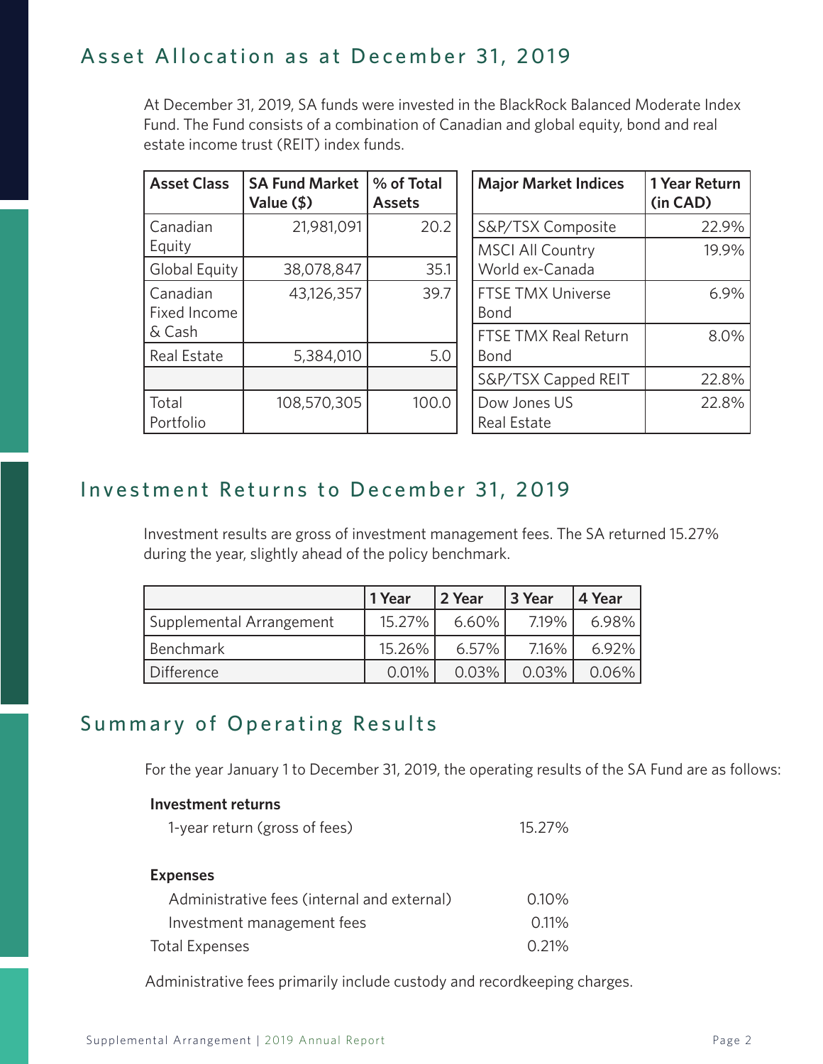## Asset Allocation as at December 31, 2019

At December 31, 2019, SA funds were invested in the BlackRock Balanced Moderate Index Fund. The Fund consists of a combination of Canadian and global equity, bond and real estate income trust (REIT) index funds.

| Asset Class | SA Fund Market Value ($) | % of Total Assets |
|---|---|---|
| Canadian Equity | 21,981,091 | 20.2 |
| Global Equity | 38,078,847 | 35.1 |
| Canadian Fixed Income & Cash | 43,126,357 | 39.7 |
| Real Estate | 5,384,010 | 5.0 |
| | | |
| Total Portfolio | 108,570,305 | 100.0 |

| Major Market Indices | 1 Year Return (in CAD) |
|---|---|
| S&P/TSX Composite | 22.9% |
| MSCI All Country World ex-Canada | 19.9% |
| FTSE TMX Universe Bond | 6.9% |
| FTSE TMX Real Return Bond | 8.0% |
| S&P/TSX Capped REIT | 22.8% |
| Dow Jones US Real Estate | 22.8% |

## Investment Returns to December 31, 2019

Investment results are gross of investment management fees. The SA returned 15.27% during the year, slightly ahead of the policy benchmark.

| | 1 Year | 2 Year | 3 Year | 4 Year |
|---|---|---|---|---|
| Supplemental Arrangement | 15.27% | 6.60% | 7.19% | 6.98% |
| Benchmark | 15.26% | 6.57% | 7.16% | 6.92% |
| Difference | 0.01% | 0.03% | 0.03% | 0.06% |

## Summary of Operating Results

For the year January 1 to December 31, 2019, the operating results of the SA Fund are as follows:

| | |
|---|---|
| **Investment returns** | |
| 1-year return (gross of fees) | 15.27% |
| | |
| **Expenses** | |
| Administrative fees (internal and external) | 0.10% |
| Investment management fees | 0.11% |
| Total Expenses | 0.21% |

Administrative fees primarily include custody and recordkeeping charges.